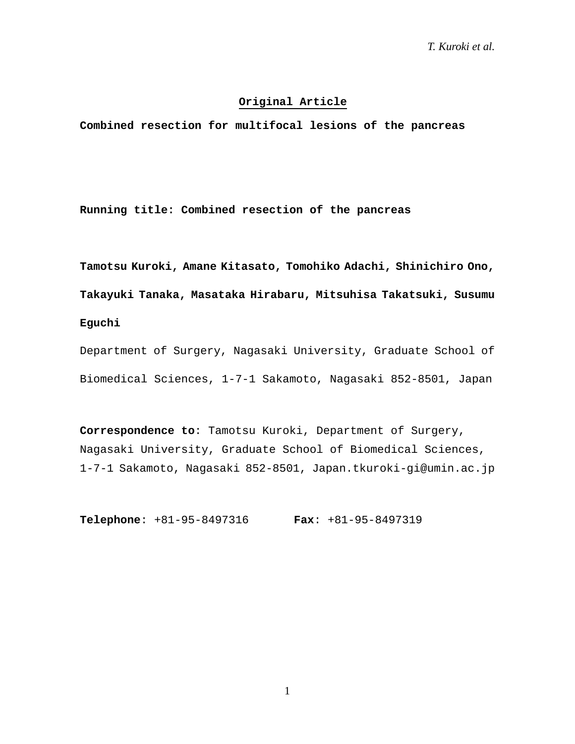**Original Article**

# Combined resection for multifocal lesions of the pancreas

**Running title: Combined resection of the pancreas**

**Tamotsu Kuroki, Amane Kitasato, Tomohiko Adachi, Shinichiro Ono, Takayuki Tanaka, Masataka Hirabaru, Mitsuhisa Takatsuki, Susumu Eguchi**

Department of Surgery, Nagasaki University, Graduate School of Biomedical Sciences, 1-7-1 Sakamoto, Nagasaki 852-8501, Japan

**Correspondence to**: Tamotsu Kuroki, Department of Surgery, Nagasaki University, Graduate School of Biomedical Sciences, 1-7-1 Sakamoto, Nagasaki 852-8501, Japan.tkuroki-gi@umin.ac.jp

**Telephone**: +81-95-8497316 **Fax**: +81-95-8497319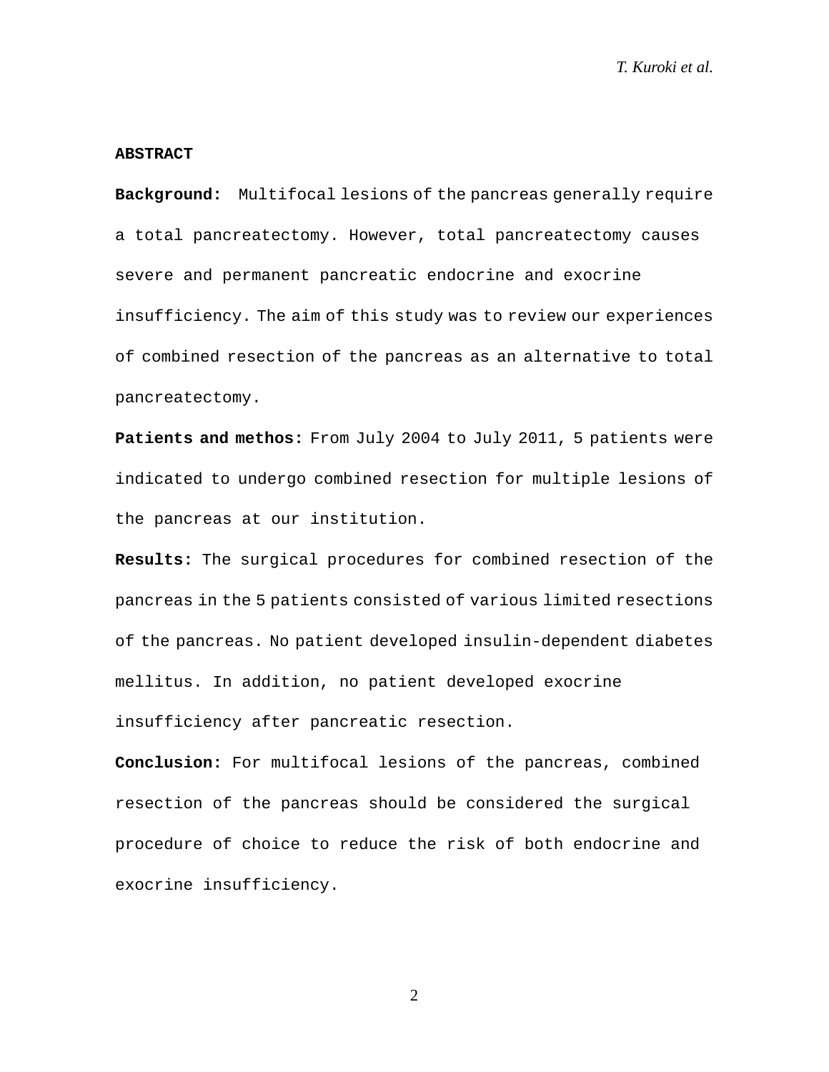## ABSTRACT

**Background:** Multifocal lesions of the pancreas generally require a total pancreatectomy. However, total pancreatectomy causes severe and permanent pancreatic endocrine and exocrine insufficiency. The aim of this study was to review our experiences of combined resection of the pancreas as an alternative to total pancreatectomy.

**Patients and methos:** From July 2004 to July 2011, 5 patients were indicated to undergo combined resection for multiple lesions of the pancreas at our institution.

**Results:** The surgical procedures for combined resection of the pancreas in the 5 patients consisted of various limited resections of the pancreas. No patient developed insulin-dependent diabetes mellitus. In addition, no patient developed exocrine insufficiency after pancreatic resection.

**Conclusion:** For multifocal lesions of the pancreas, combined resection of the pancreas should be considered the surgical procedure of choice to reduce the risk of both endocrine and exocrine insufficiency.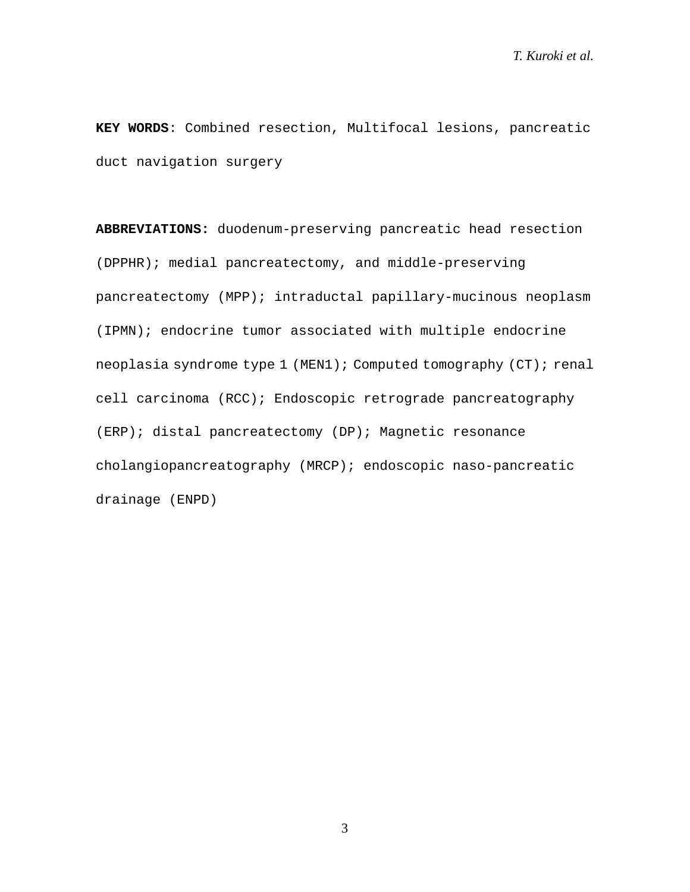**KEY WORDS**: Combined resection, Multifocal lesions, pancreatic duct navigation surgery

**ABBREVIATIONS:** duodenum-preserving pancreatic head resection (DPPHR); medial pancreatectomy, and middle-preserving pancreatectomy (MPP); intraductal papillary-mucinous neoplasm (IPMN); endocrine tumor associated with multiple endocrine neoplasia syndrome type 1 (MEN1); Computed tomography (CT); renal cell carcinoma (RCC); Endoscopic retrograde pancreatography (ERP); distal pancreatectomy (DP); Magnetic resonance cholangiopancreatography (MRCP); endoscopic naso-pancreatic drainage (ENPD)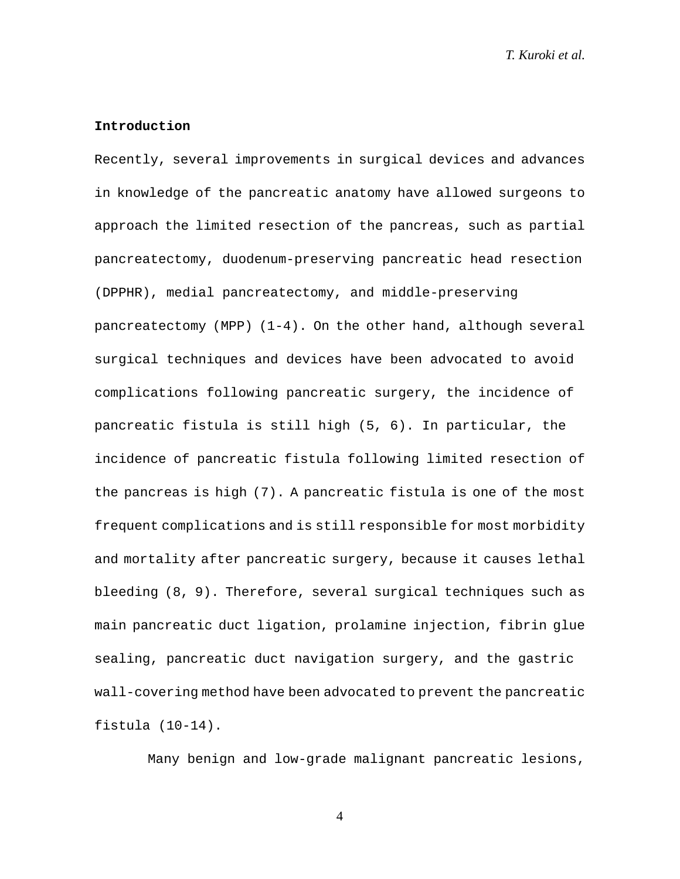**Introduction**

Recently, several improvements in surgical devices and advances in knowledge of the pancreatic anatomy have allowed surgeons to approach the limited resection of the pancreas, such as partial pancreatectomy, duodenum-preserving pancreatic head resection (DPPHR), medial pancreatectomy, and middle-preserving pancreatectomy (MPP) (1-4). On the other hand, although several surgical techniques and devices have been advocated to avoid complications following pancreatic surgery, the incidence of pancreatic fistula is still high (5, 6). In particular, the incidence of pancreatic fistula following limited resection of the pancreas is high (7). A pancreatic fistula is one of the most frequent complications and is still responsible for most morbidity and mortality after pancreatic surgery, because it causes lethal bleeding (8, 9). Therefore, several surgical techniques such as main pancreatic duct ligation, prolamine injection, fibrin glue sealing, pancreatic duct navigation surgery, and the gastric wall-covering method have been advocated to prevent the pancreatic fistula (10-14).

Many benign and low-grade malignant pancreatic lesions,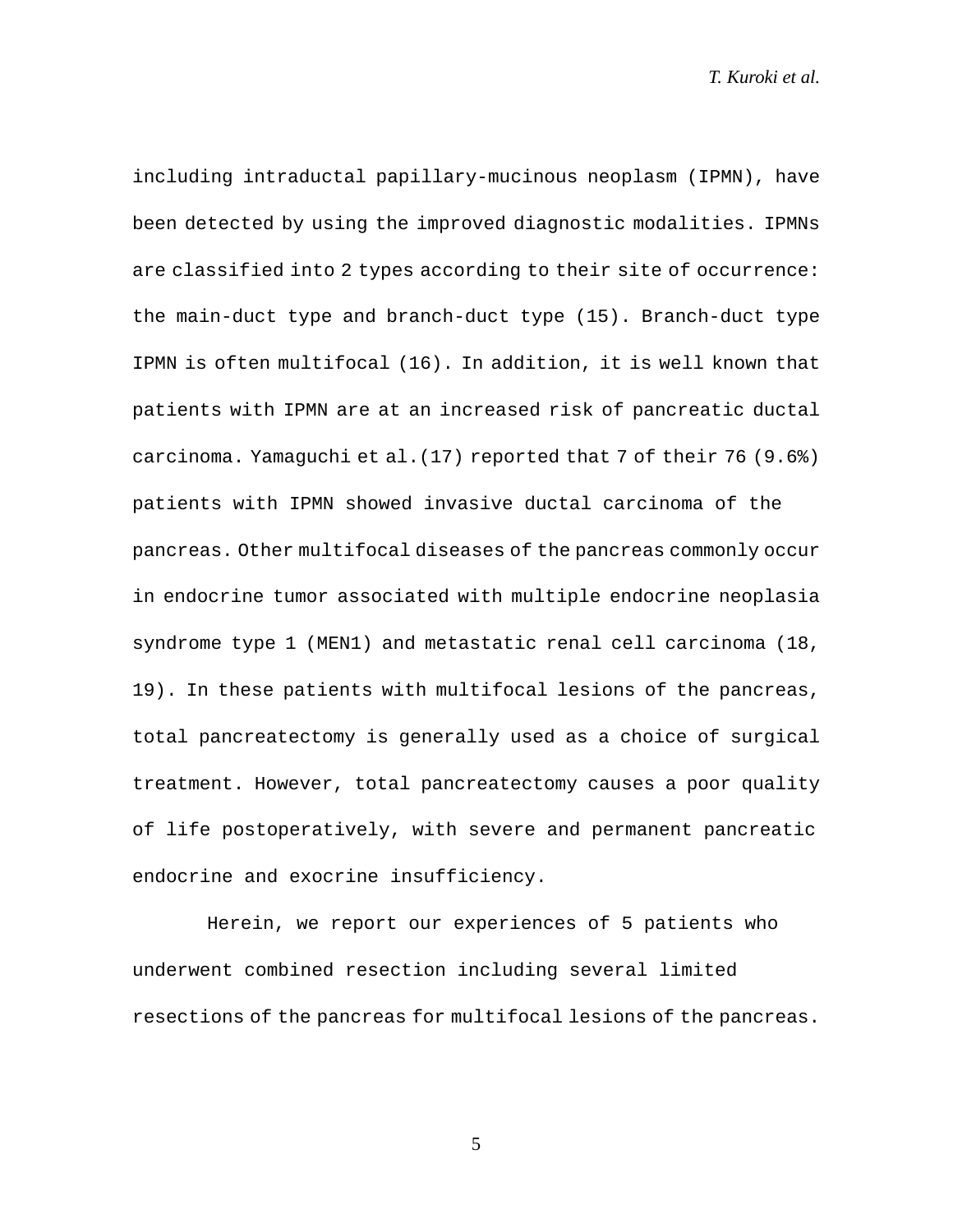including intraductal papillary-mucinous neoplasm (IPMN), have been detected by using the improved diagnostic modalities. IPMNs are classified into 2 types according to their site of occurrence: the main-duct type and branch-duct type (15). Branch-duct type IPMN is often multifocal (16). In addition, it is well known that patients with IPMN are at an increased risk of pancreatic ductal carcinoma. Yamaguchi et al.(17) reported that 7 of their 76 (9.6%) patients with IPMN showed invasive ductal carcinoma of the pancreas. Other multifocal diseases of the pancreas commonly occur in endocrine tumor associated with multiple endocrine neoplasia syndrome type 1 (MEN1) and metastatic renal cell carcinoma (18, 19). In these patients with multifocal lesions of the pancreas, total pancreatectomy is generally used as a choice of surgical treatment. However, total pancreatectomy causes a poor quality of life postoperatively, with severe and permanent pancreatic endocrine and exocrine insufficiency.

Herein, we report our experiences of 5 patients who underwent combined resection including several limited resections of the pancreas for multifocal lesions of the pancreas.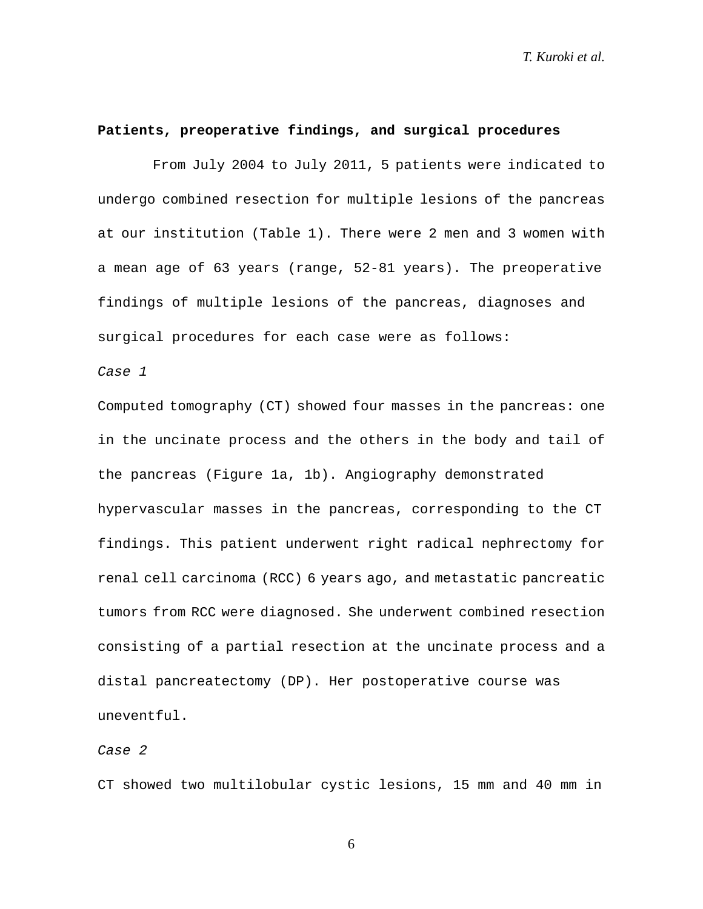**Patients, preoperative findings, and surgical procedures**

From July 2004 to July 2011, 5 patients were indicated to undergo combined resection for multiple lesions of the pancreas at our institution (Table 1). There were 2 men and 3 women with a mean age of 63 years (range, 52-81 years). The preoperative findings of multiple lesions of the pancreas, diagnoses and surgical procedures for each case were as follows:

*Case 1*

Computed tomography (CT) showed four masses in the pancreas: one in the uncinate process and the others in the body and tail of the pancreas (Figure 1a, 1b). Angiography demonstrated hypervascular masses in the pancreas, corresponding to the CT findings. This patient underwent right radical nephrectomy for renal cell carcinoma (RCC) 6 years ago, and metastatic pancreatic tumors from RCC were diagnosed. She underwent combined resection consisting of a partial resection at the uncinate process and a distal pancreatectomy (DP). Her postoperative course was uneventful.

*Case 2*

CT showed two multilobular cystic lesions, 15 mm and 40 mm in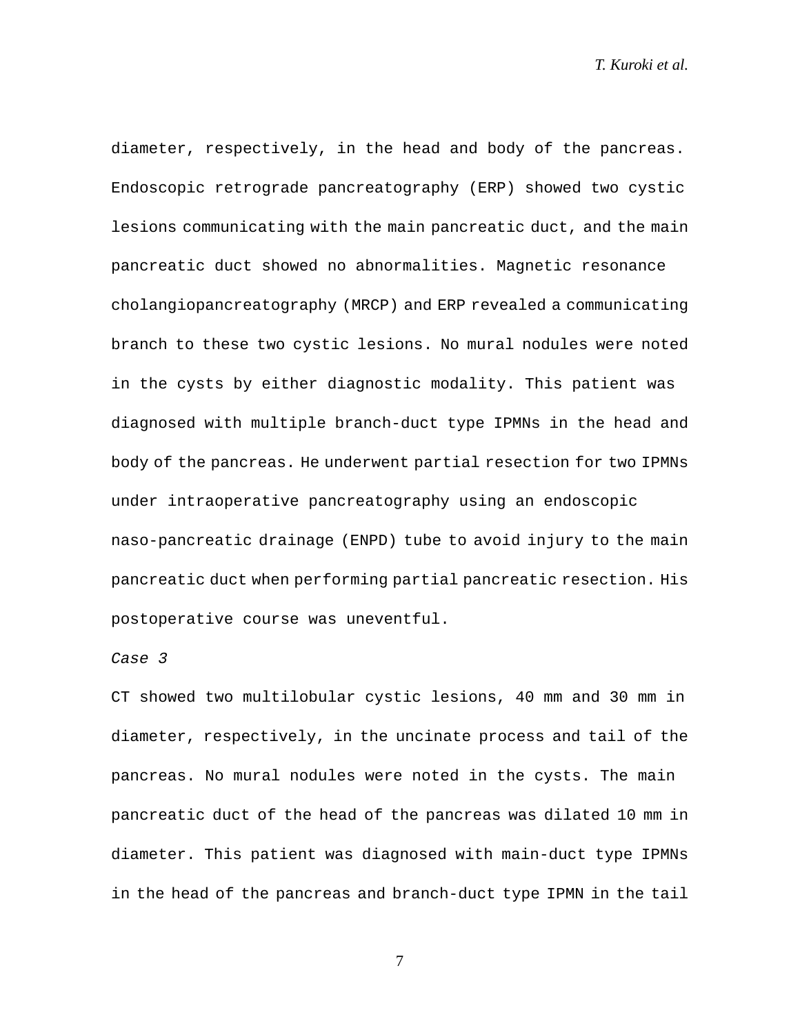diameter, respectively, in the head and body of the pancreas. Endoscopic retrograde pancreatography (ERP) showed two cystic lesions communicating with the main pancreatic duct, and the main pancreatic duct showed no abnormalities. Magnetic resonance cholangiopancreatography (MRCP) and ERP revealed a communicating branch to these two cystic lesions. No mural nodules were noted in the cysts by either diagnostic modality. This patient was diagnosed with multiple branch-duct type IPMNs in the head and body of the pancreas. He underwent partial resection for two IPMNs under intraoperative pancreatography using an endoscopic naso-pancreatic drainage (ENPD) tube to avoid injury to the main pancreatic duct when performing partial pancreatic resection. His postoperative course was uneventful.

*Case 3*

CT showed two multilobular cystic lesions, 40 mm and 30 mm in diameter, respectively, in the uncinate process and tail of the pancreas. No mural nodules were noted in the cysts. The main pancreatic duct of the head of the pancreas was dilated 10 mm in diameter. This patient was diagnosed with main-duct type IPMNs in the head of the pancreas and branch-duct type IPMN in the tail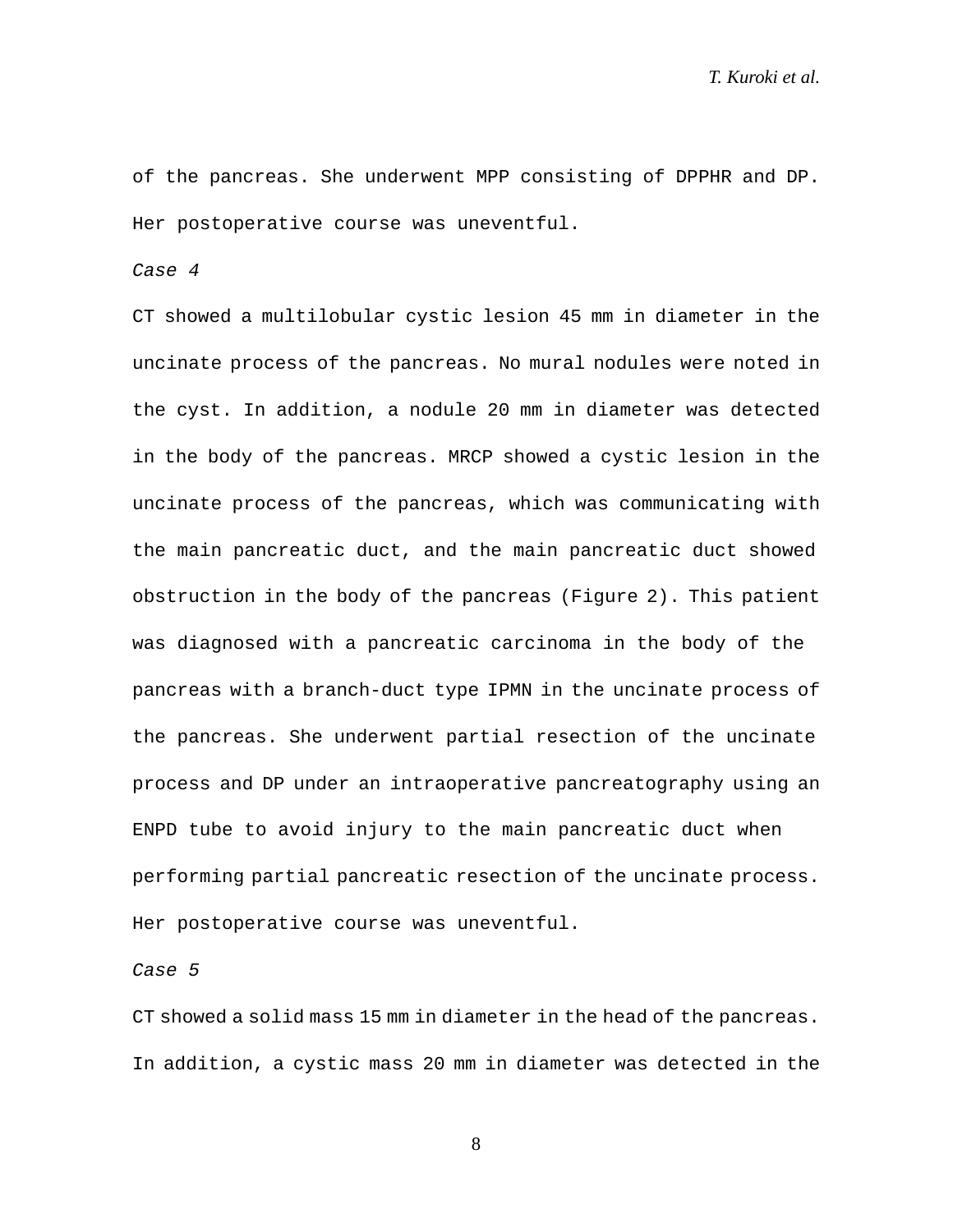of the pancreas. She underwent MPP consisting of DPPHR and DP. Her postoperative course was uneventful.

*Case 4*

CT showed a multilobular cystic lesion 45 mm in diameter in the uncinate process of the pancreas. No mural nodules were noted in the cyst. In addition, a nodule 20 mm in diameter was detected in the body of the pancreas. MRCP showed a cystic lesion in the uncinate process of the pancreas, which was communicating with the main pancreatic duct, and the main pancreatic duct showed obstruction in the body of the pancreas (Figure 2). This patient was diagnosed with a pancreatic carcinoma in the body of the pancreas with a branch-duct type IPMN in the uncinate process of the pancreas. She underwent partial resection of the uncinate process and DP under an intraoperative pancreatography using an ENPD tube to avoid injury to the main pancreatic duct when performing partial pancreatic resection of the uncinate process. Her postoperative course was uneventful.

*Case 5*

CT showed a solid mass 15 mm in diameter in the head of the pancreas. In addition, a cystic mass 20 mm in diameter was detected in the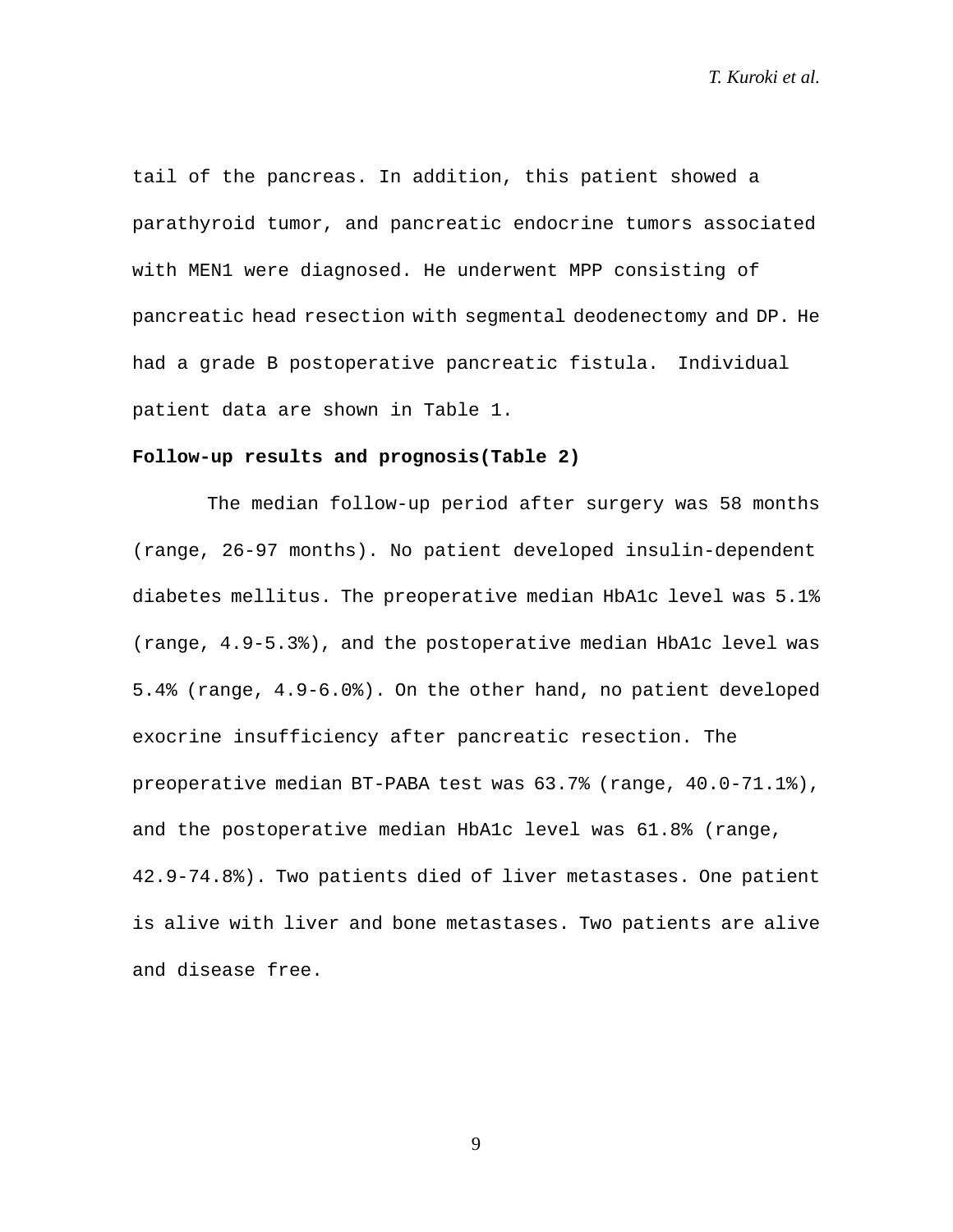tail of the pancreas. In addition, this patient showed a parathyroid tumor, and pancreatic endocrine tumors associated with MEN1 were diagnosed. He underwent MPP consisting of pancreatic head resection with segmental deodenectomy and DP. He had a grade B postoperative pancreatic fistula. Individual patient data are shown in Table 1.

**Follow-up results and prognosis(Table 2)**

The median follow-up period after surgery was 58 months (range, 26-97 months). No patient developed insulin-dependent diabetes mellitus. The preoperative median HbA1c level was 5.1% (range, 4.9-5.3%), and the postoperative median HbA1c level was 5.4% (range, 4.9-6.0%). On the other hand, no patient developed exocrine insufficiency after pancreatic resection. The preoperative median BT-PABA test was 63.7% (range, 40.0-71.1%), and the postoperative median HbA1c level was 61.8% (range, 42.9-74.8%). Two patients died of liver metastases. One patient is alive with liver and bone metastases. Two patients are alive and disease free.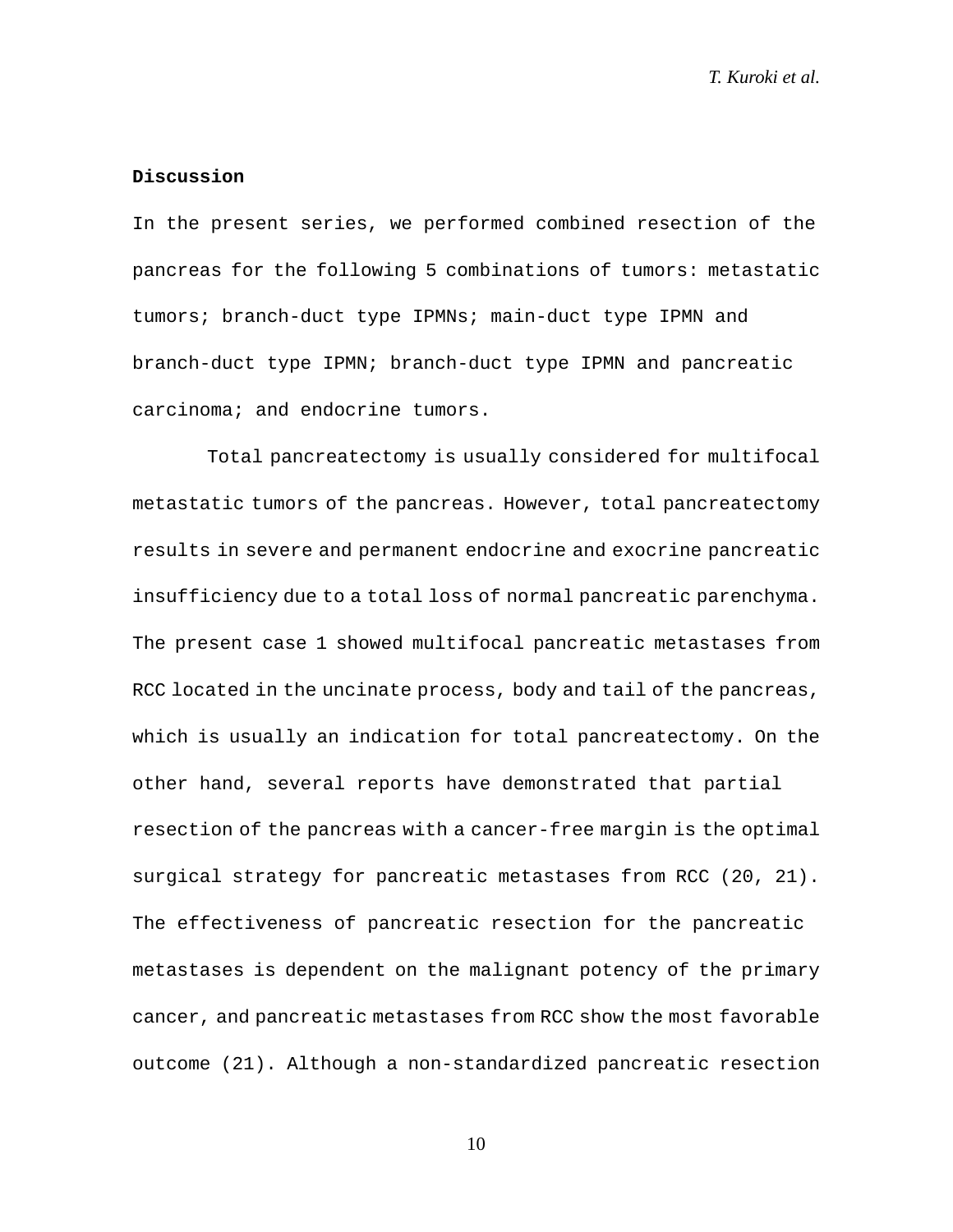## Discussion

In the present series, we performed combined resection of the pancreas for the following 5 combinations of tumors: metastatic tumors; branch-duct type IPMNs; main-duct type IPMN and branch-duct type IPMN; branch-duct type IPMN and pancreatic carcinoma; and endocrine tumors.

Total pancreatectomy is usually considered for multifocal metastatic tumors of the pancreas. However, total pancreatectomy results in severe and permanent endocrine and exocrine pancreatic insufficiency due to a total loss of normal pancreatic parenchyma. The present case 1 showed multifocal pancreatic metastases from RCC located in the uncinate process, body and tail of the pancreas, which is usually an indication for total pancreatectomy. On the other hand, several reports have demonstrated that partial resection of the pancreas with a cancer-free margin is the optimal surgical strategy for pancreatic metastases from RCC (20, 21). The effectiveness of pancreatic resection for the pancreatic metastases is dependent on the malignant potency of the primary cancer, and pancreatic metastases from RCC show the most favorable outcome (21). Although a non-standardized pancreatic resection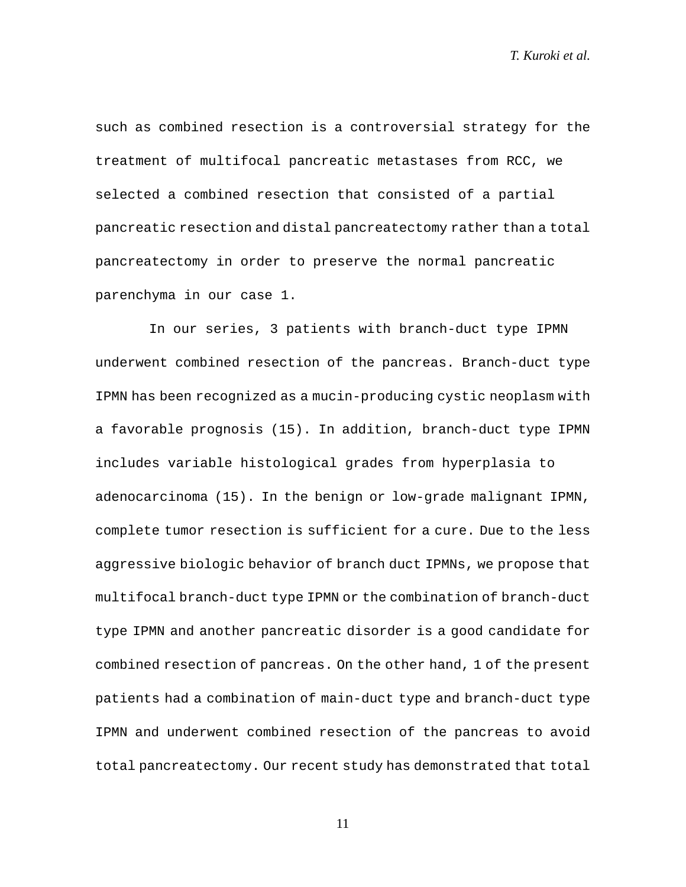such as combined resection is a controversial strategy for the treatment of multifocal pancreatic metastases from RCC, we selected a combined resection that consisted of a partial pancreatic resection and distal pancreatectomy rather than a total pancreatectomy in order to preserve the normal pancreatic parenchyma in our case 1.

In our series, 3 patients with branch-duct type IPMN underwent combined resection of the pancreas. Branch-duct type IPMN has been recognized as a mucin-producing cystic neoplasm with a favorable prognosis (15). In addition, branch-duct type IPMN includes variable histological grades from hyperplasia to adenocarcinoma (15). In the benign or low-grade malignant IPMN, complete tumor resection is sufficient for a cure. Due to the less aggressive biologic behavior of branch duct IPMNs, we propose that multifocal branch-duct type IPMN or the combination of branch-duct type IPMN and another pancreatic disorder is a good candidate for combined resection of pancreas. On the other hand, 1 of the present patients had a combination of main-duct type and branch-duct type IPMN and underwent combined resection of the pancreas to avoid total pancreatectomy. Our recent study has demonstrated that total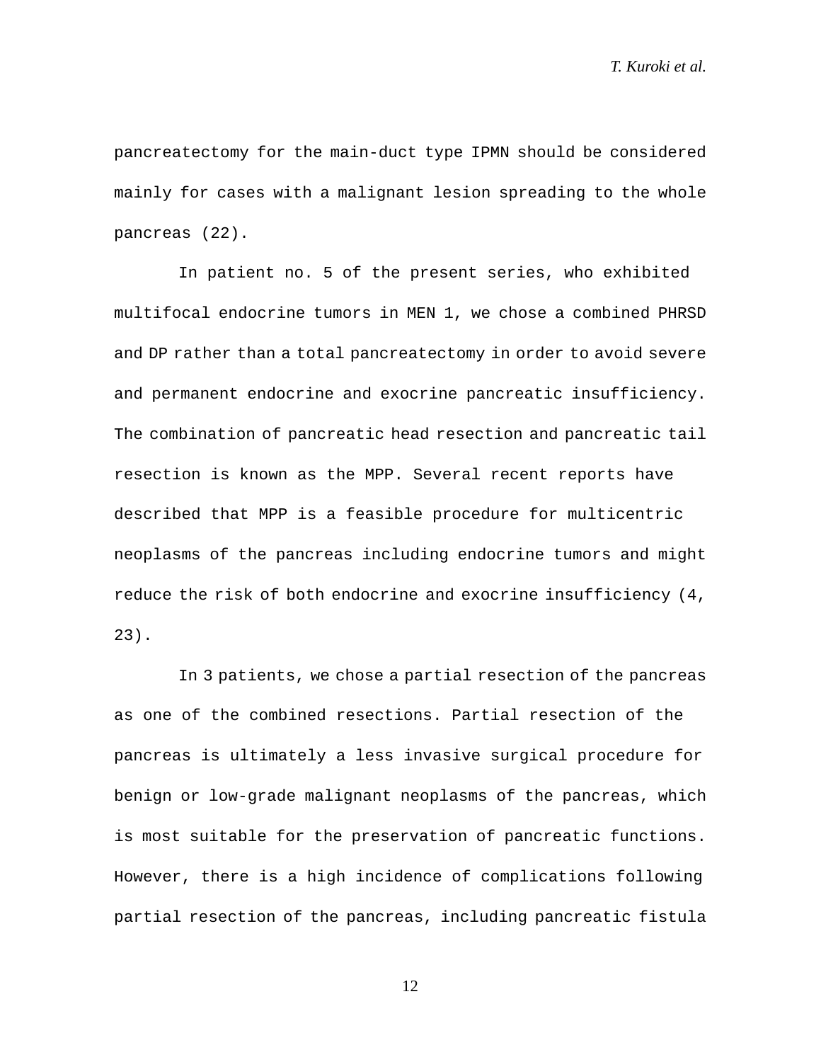pancreatectomy for the main-duct type IPMN should be considered mainly for cases with a malignant lesion spreading to the whole pancreas (22).

In patient no. 5 of the present series, who exhibited multifocal endocrine tumors in MEN 1, we chose a combined PHRSD and DP rather than a total pancreatectomy in order to avoid severe and permanent endocrine and exocrine pancreatic insufficiency. The combination of pancreatic head resection and pancreatic tail resection is known as the MPP. Several recent reports have described that MPP is a feasible procedure for multicentric neoplasms of the pancreas including endocrine tumors and might reduce the risk of both endocrine and exocrine insufficiency (4, 23).

In 3 patients, we chose a partial resection of the pancreas as one of the combined resections. Partial resection of the pancreas is ultimately a less invasive surgical procedure for benign or low-grade malignant neoplasms of the pancreas, which is most suitable for the preservation of pancreatic functions. However, there is a high incidence of complications following partial resection of the pancreas, including pancreatic fistula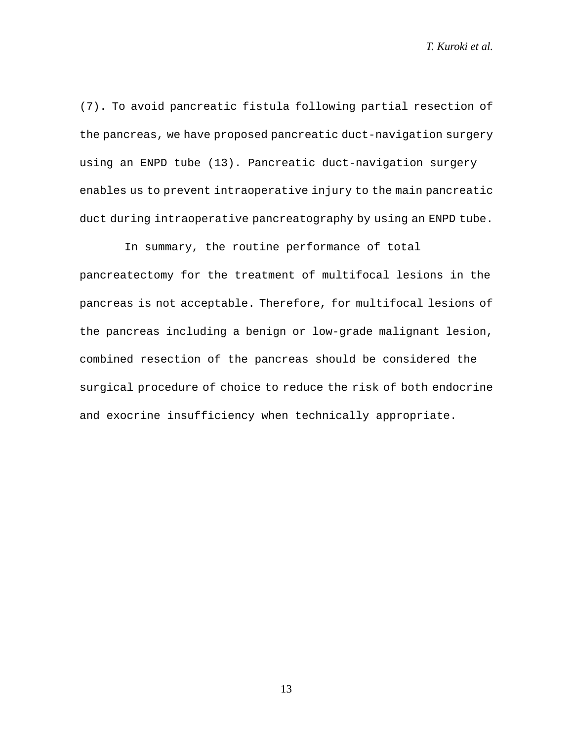(7). To avoid pancreatic fistula following partial resection of the pancreas, we have proposed pancreatic duct-navigation surgery using an ENPD tube (13). Pancreatic duct-navigation surgery enables us to prevent intraoperative injury to the main pancreatic duct during intraoperative pancreatography by using an ENPD tube.

In summary, the routine performance of total pancreatectomy for the treatment of multifocal lesions in the pancreas is not acceptable. Therefore, for multifocal lesions of the pancreas including a benign or low-grade malignant lesion, combined resection of the pancreas should be considered the surgical procedure of choice to reduce the risk of both endocrine and exocrine insufficiency when technically appropriate.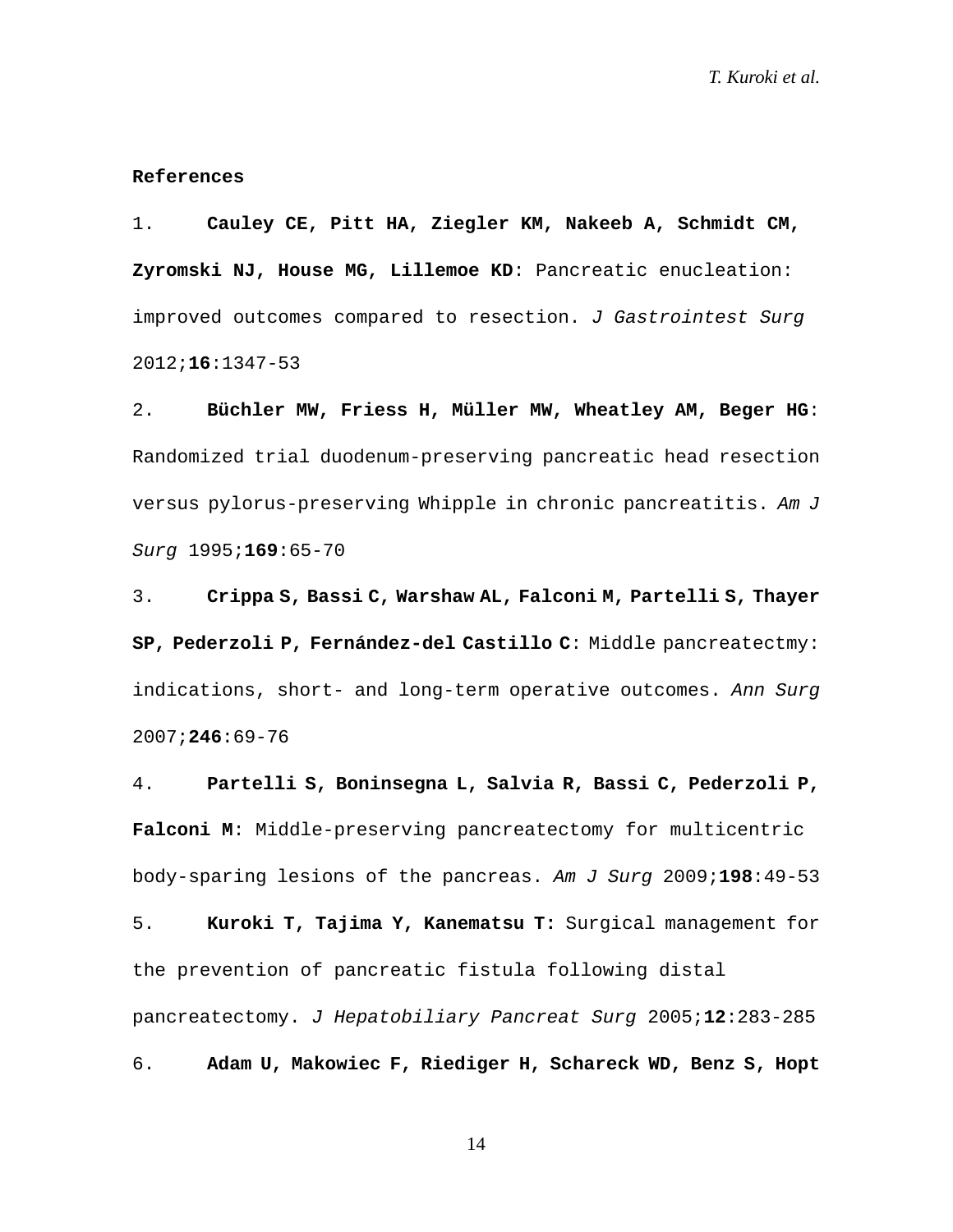**References**

1. **Cauley CE, Pitt HA, Ziegler KM, Nakeeb A, Schmidt CM, Zyromski NJ, House MG, Lillemoe KD**: Pancreatic enucleation: improved outcomes compared to resection. *J Gastrointest Surg* 2012;**16**:1347-53

2. **Büchler MW, Friess H, Müller MW, Wheatley AM, Beger HG**: Randomized trial duodenum-preserving pancreatic head resection versus pylorus-preserving Whipple in chronic pancreatitis. *Am J Surg* 1995;**169**:65-70

3. **Crippa S, Bassi C, Warshaw AL, Falconi M, Partelli S, Thayer SP, Pederzoli P, Fernández-del Castillo C**: Middle pancreatectmy: indications, short- and long-term operative outcomes. *Ann Surg* 2007;**246**:69-76

4. **Partelli S, Boninsegna L, Salvia R, Bassi C, Pederzoli P, Falconi M**: Middle-preserving pancreatectomy for multicentric body-sparing lesions of the pancreas. *Am J Surg* 2009;**198**:49-53

5. **Kuroki T, Tajima Y, Kanematsu T:** Surgical management for the prevention of pancreatic fistula following distal pancreatectomy. *J Hepatobiliary Pancreat Surg* 2005;**12**:283-285

6. **Adam U, Makowiec F, Riediger H, Schareck WD, Benz S, Hopt**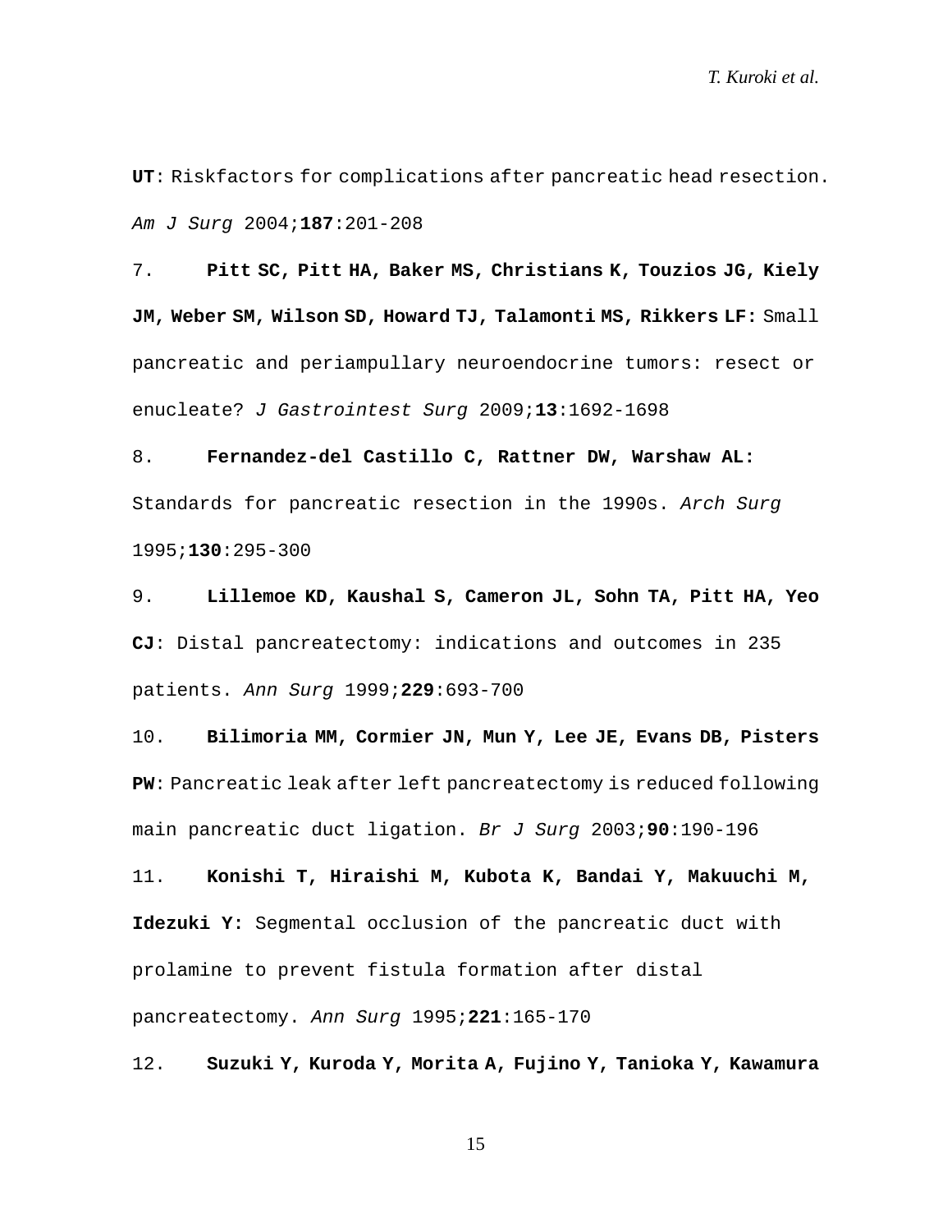**UT**: Riskfactors for complications after pancreatic head resection. *Am J Surg* 2004;**187**:201-208

7. **Pitt SC, Pitt HA, Baker MS, Christians K, Touzios JG, Kiely JM, Weber SM, Wilson SD, Howard TJ, Talamonti MS, Rikkers LF:** Small pancreatic and periampullary neuroendocrine tumors: resect or enucleate? *J Gastrointest Surg* 2009;**13**:1692-1698

8. **Fernandez-del Castillo C, Rattner DW, Warshaw AL:** Standards for pancreatic resection in the 1990s. *Arch Surg* 1995;**130**:295-300

9. **Lillemoe KD, Kaushal S, Cameron JL, Sohn TA, Pitt HA, Yeo CJ**: Distal pancreatectomy: indications and outcomes in 235 patients. *Ann Surg* 1999;**229**:693-700

10. **Bilimoria MM, Cormier JN, Mun Y, Lee JE, Evans DB, Pisters PW**: Pancreatic leak after left pancreatectomy is reduced following main pancreatic duct ligation. *Br J Surg* 2003;**90**:190-196

11. **Konishi T, Hiraishi M, Kubota K, Bandai Y, Makuuchi M, Idezuki Y:** Segmental occlusion of the pancreatic duct with prolamine to prevent fistula formation after distal pancreatectomy. *Ann Surg* 1995;**221**:165-170

12. **Suzuki Y, Kuroda Y, Morita A, Fujino Y, Tanioka Y, Kawamura**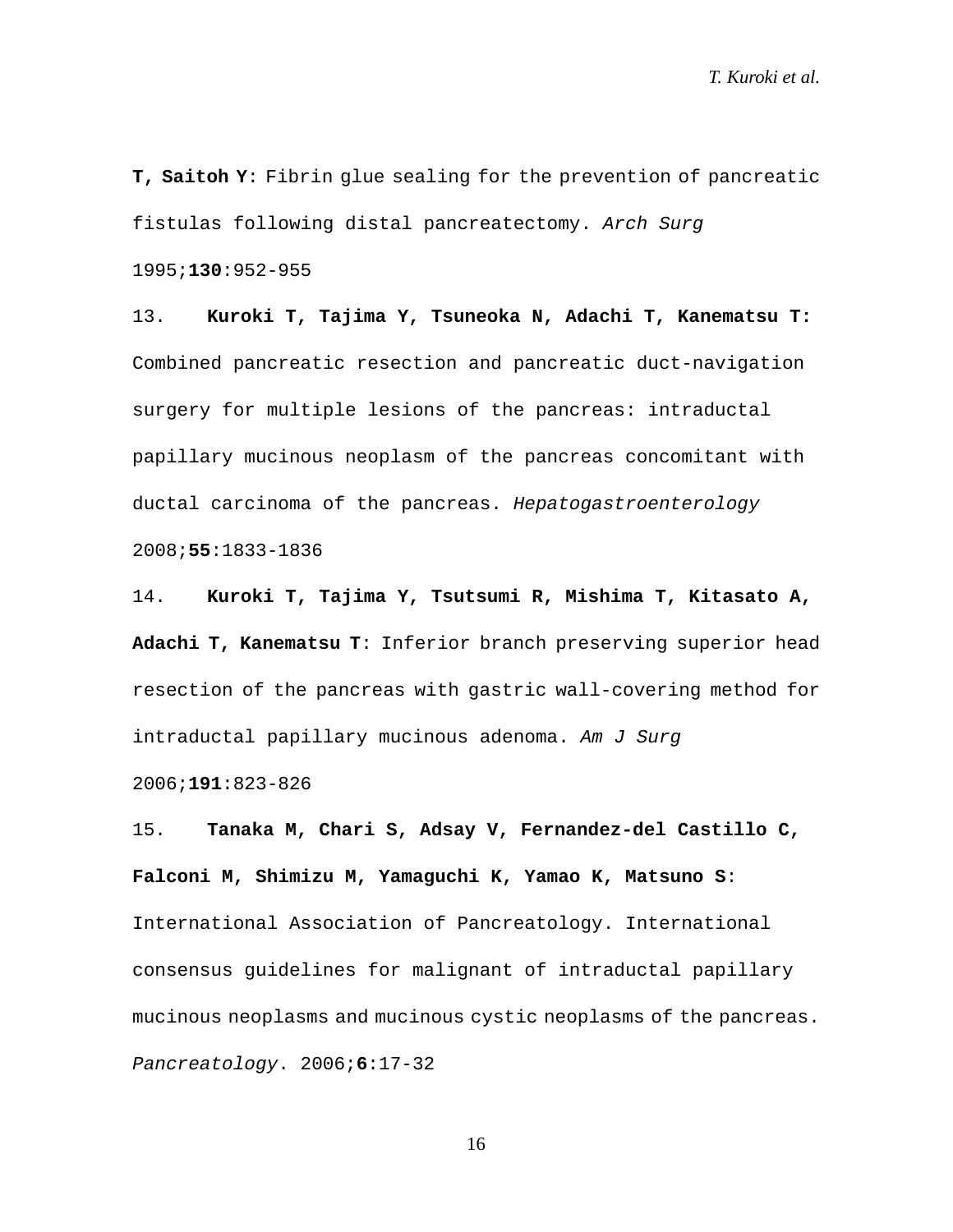**T, Saitoh Y**: Fibrin glue sealing for the prevention of pancreatic fistulas following distal pancreatectomy. *Arch Surg* 1995;**130**:952-955

13. **Kuroki T, Tajima Y, Tsuneoka N, Adachi T, Kanematsu T:** Combined pancreatic resection and pancreatic duct-navigation surgery for multiple lesions of the pancreas: intraductal papillary mucinous neoplasm of the pancreas concomitant with ductal carcinoma of the pancreas. *Hepatogastroenterology* 2008;**55**:1833-1836

14. **Kuroki T, Tajima Y, Tsutsumi R, Mishima T, Kitasato A, Adachi T, Kanematsu T**: Inferior branch preserving superior head resection of the pancreas with gastric wall-covering method for intraductal papillary mucinous adenoma. *Am J Surg* 2006;**191**:823-826

15. **Tanaka M, Chari S, Adsay V, Fernandez-del Castillo C, Falconi M, Shimizu M, Yamaguchi K, Yamao K, Matsuno S**: International Association of Pancreatology. International consensus guidelines for malignant of intraductal papillary mucinous neoplasms and mucinous cystic neoplasms of the pancreas. *Pancreatology*. 2006;**6**:17-32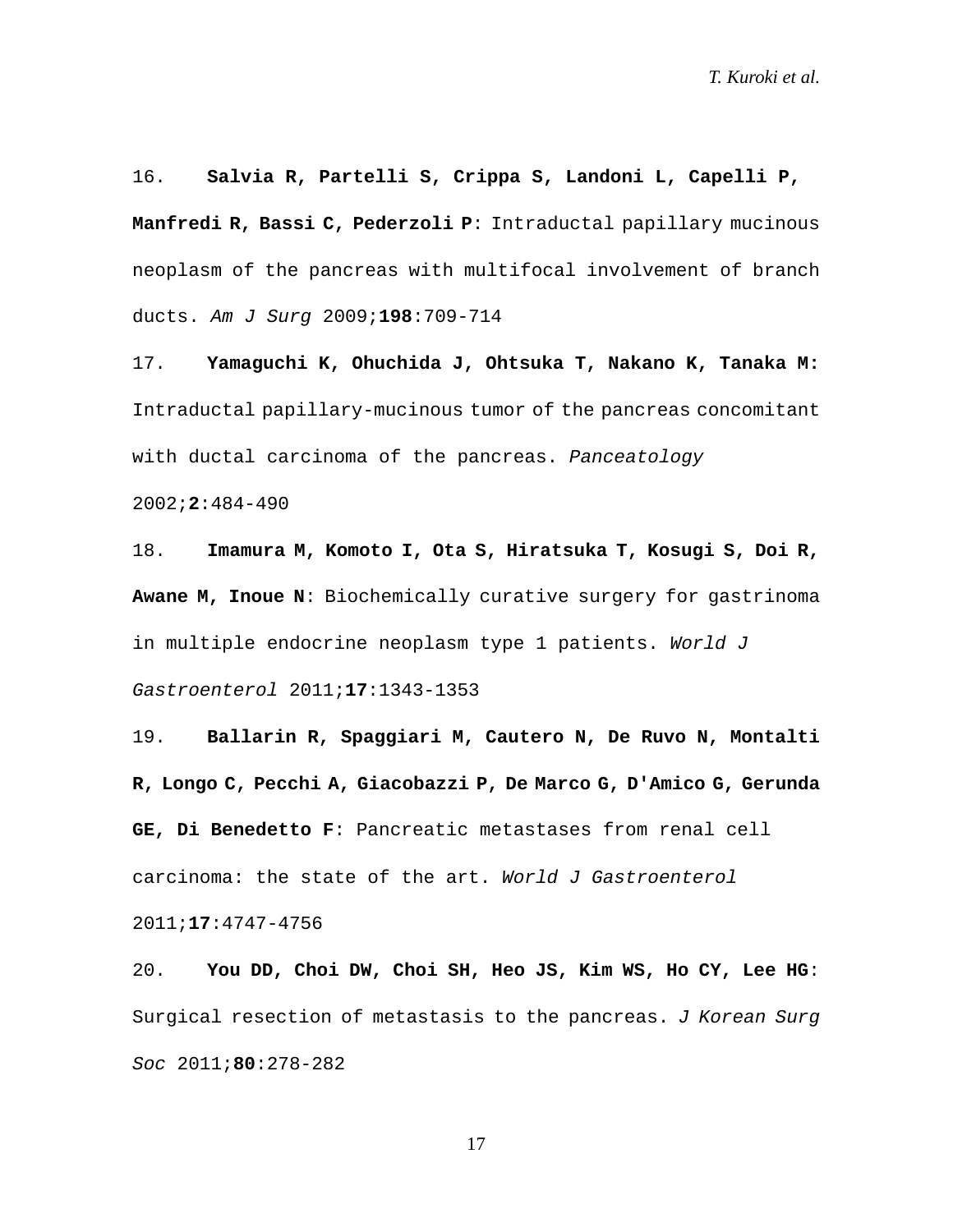16. **Salvia R, Partelli S, Crippa S, Landoni L, Capelli P, Manfredi R, Bassi C, Pederzoli P**: Intraductal papillary mucinous neoplasm of the pancreas with multifocal involvement of branch ducts. *Am J Surg* 2009;**198**:709-714

17. **Yamaguchi K, Ohuchida J, Ohtsuka T, Nakano K, Tanaka M:** Intraductal papillary-mucinous tumor of the pancreas concomitant with ductal carcinoma of the pancreas. *Panceatology* 2002;**2**:484-490

18. **Imamura M, Komoto I, Ota S, Hiratsuka T, Kosugi S, Doi R, Awane M, Inoue N**: Biochemically curative surgery for gastrinoma in multiple endocrine neoplasm type 1 patients. *World J Gastroenterol* 2011;**17**:1343-1353

19. **Ballarin R, Spaggiari M, Cautero N, De Ruvo N, Montalti R, Longo C, Pecchi A, Giacobazzi P, De Marco G, D'Amico G, Gerunda GE, Di Benedetto F**: Pancreatic metastases from renal cell carcinoma: the state of the art. *World J Gastroenterol* 2011;**17**:4747-4756

20. **You DD, Choi DW, Choi SH, Heo JS, Kim WS, Ho CY, Lee HG**: Surgical resection of metastasis to the pancreas. *J Korean Surg Soc* 2011;**80**:278-282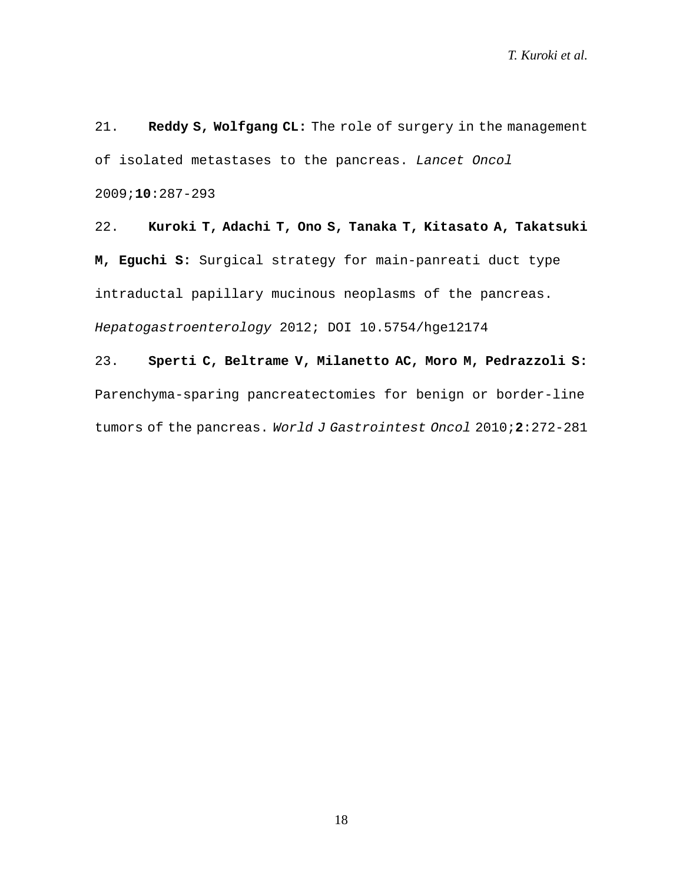21. **Reddy S, Wolfgang CL:** The role of surgery in the management of isolated metastases to the pancreas. *Lancet Oncol* 2009;**10**:287-293

22. **Kuroki T, Adachi T, Ono S, Tanaka T, Kitasato A, Takatsuki M, Eguchi S:** Surgical strategy for main-panreati duct type intraductal papillary mucinous neoplasms of the pancreas. *Hepatogastroenterology* 2012; DOI 10.5754/hge12174

23. **Sperti C, Beltrame V, Milanetto AC, Moro M, Pedrazzoli S:** Parenchyma-sparing pancreatectomies for benign or border-line tumors of the pancreas. *World J Gastrointest Oncol* 2010;**2**:272-281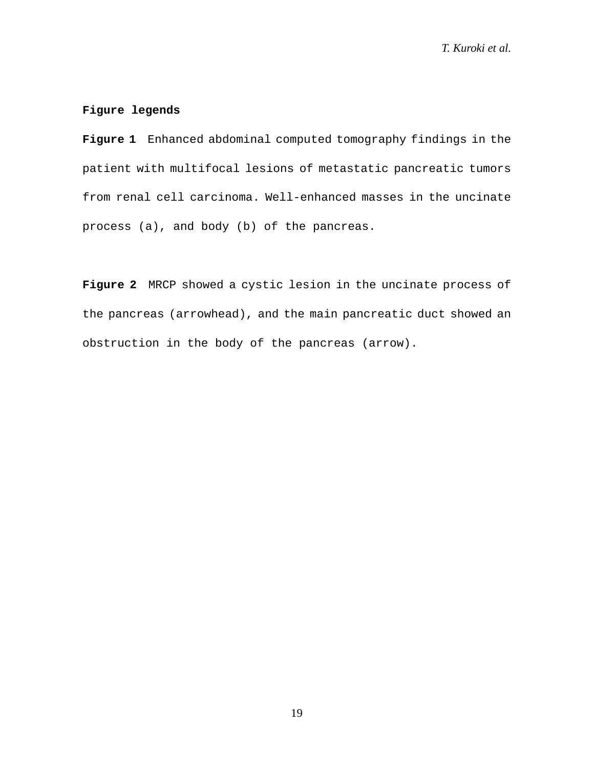## Figure legends

**Figure 1** Enhanced abdominal computed tomography findings in the patient with multifocal lesions of metastatic pancreatic tumors from renal cell carcinoma. Well-enhanced masses in the uncinate process (a), and body (b) of the pancreas.

**Figure 2** MRCP showed a cystic lesion in the uncinate process of the pancreas (arrowhead), and the main pancreatic duct showed an obstruction in the body of the pancreas (arrow).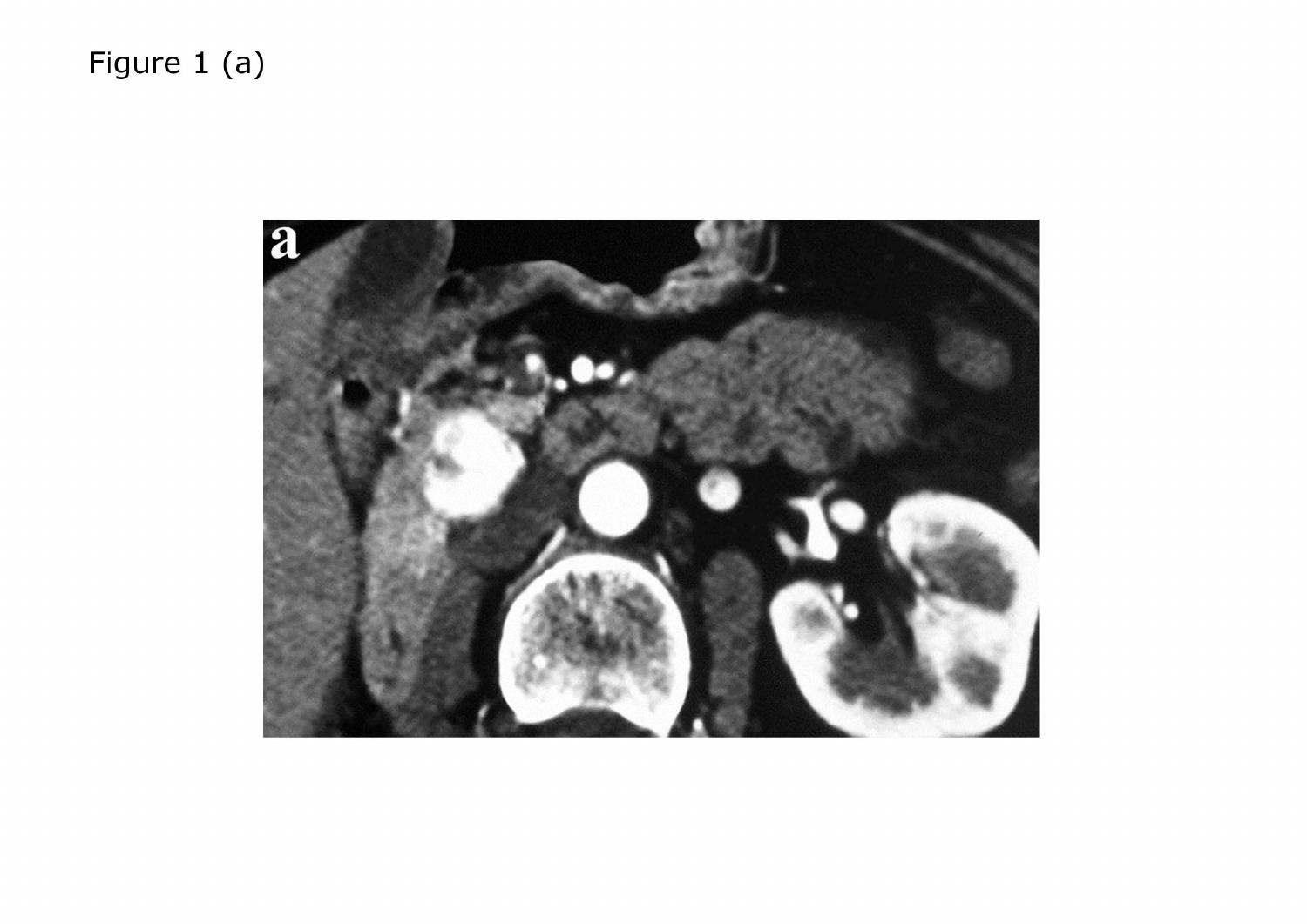Figure 1 (a)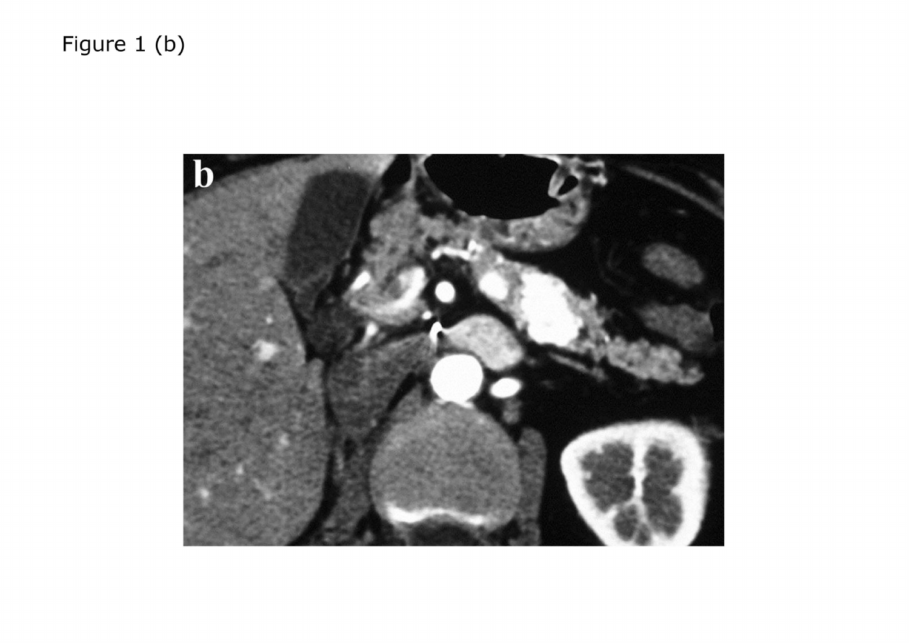Figure 1 (b)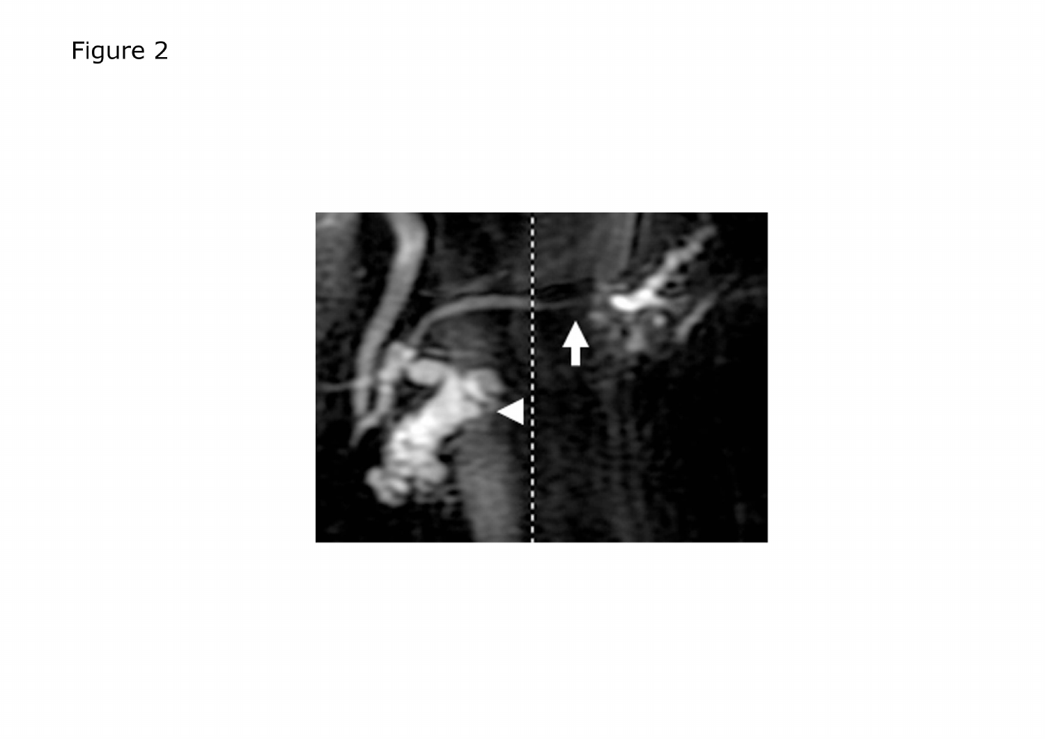Figure 2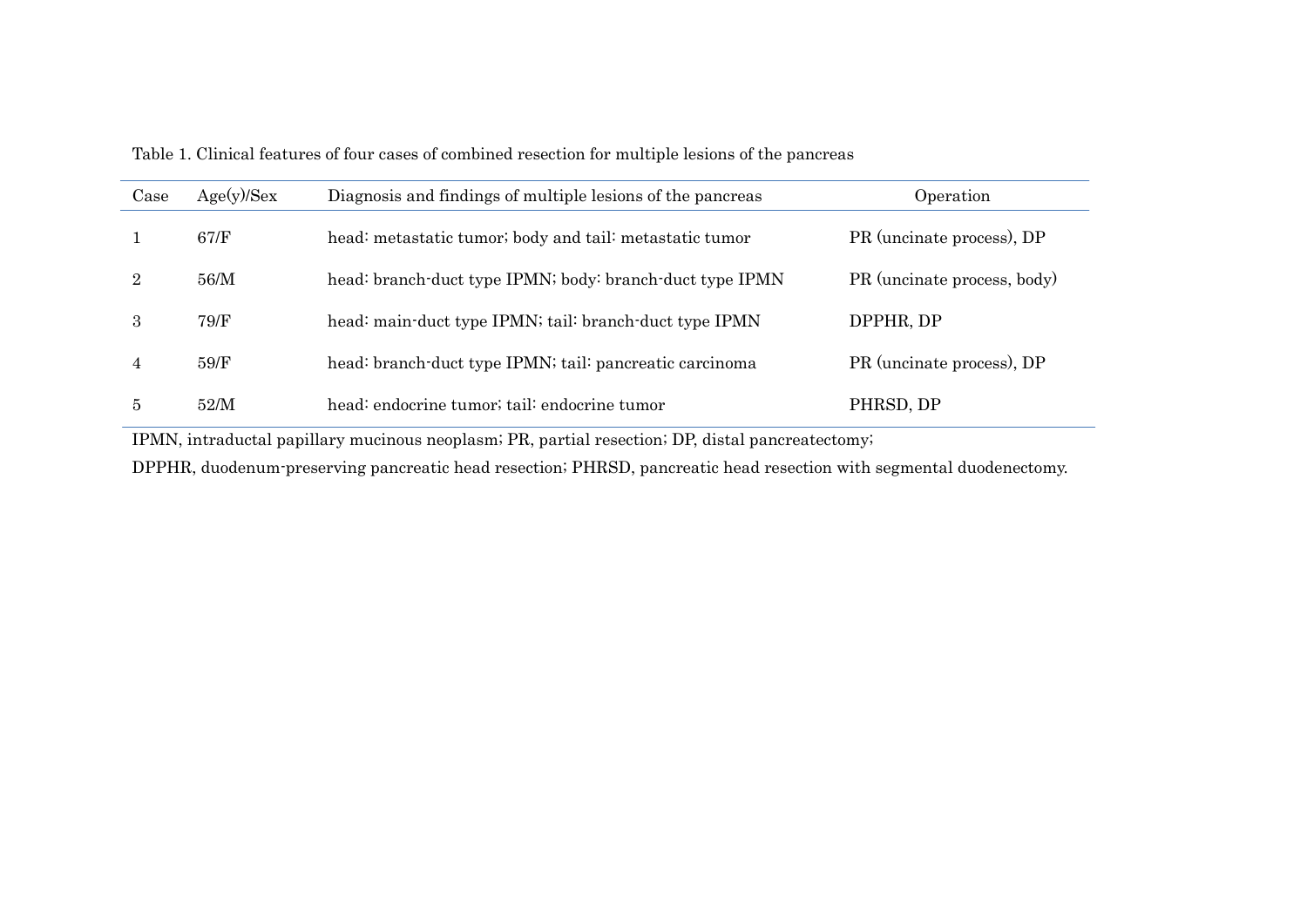Table 1. Clinical features of four cases of combined resection for multiple lesions of the pancreas

| Case | Age(y)/Sex | Diagnosis and findings of multiple lesions of the pancreas | Operation |
|---|---|---|---|
| 1 | 67/F | head: metastatic tumor; body and tail: metastatic tumor | PR (uncinate process), DP |
| 2 | 56/M | head: branch-duct type IPMN; body: branch-duct type IPMN | PR (uncinate process, body) |
| 3 | 79/F | head: main-duct type IPMN; tail: branch-duct type IPMN | DPPHR, DP |
| 4 | 59/F | head: branch-duct type IPMN; tail: pancreatic carcinoma | PR (uncinate process), DP |
| 5 | 52/M | head: endocrine tumor; tail: endocrine tumor | PHRSD, DP |

IPMN, intraductal papillary mucinous neoplasm; PR, partial resection; DP, distal pancreatectomy;

DPPHR, duodenum-preserving pancreatic head resection; PHRSD, pancreatic head resection with segmental duodenectomy.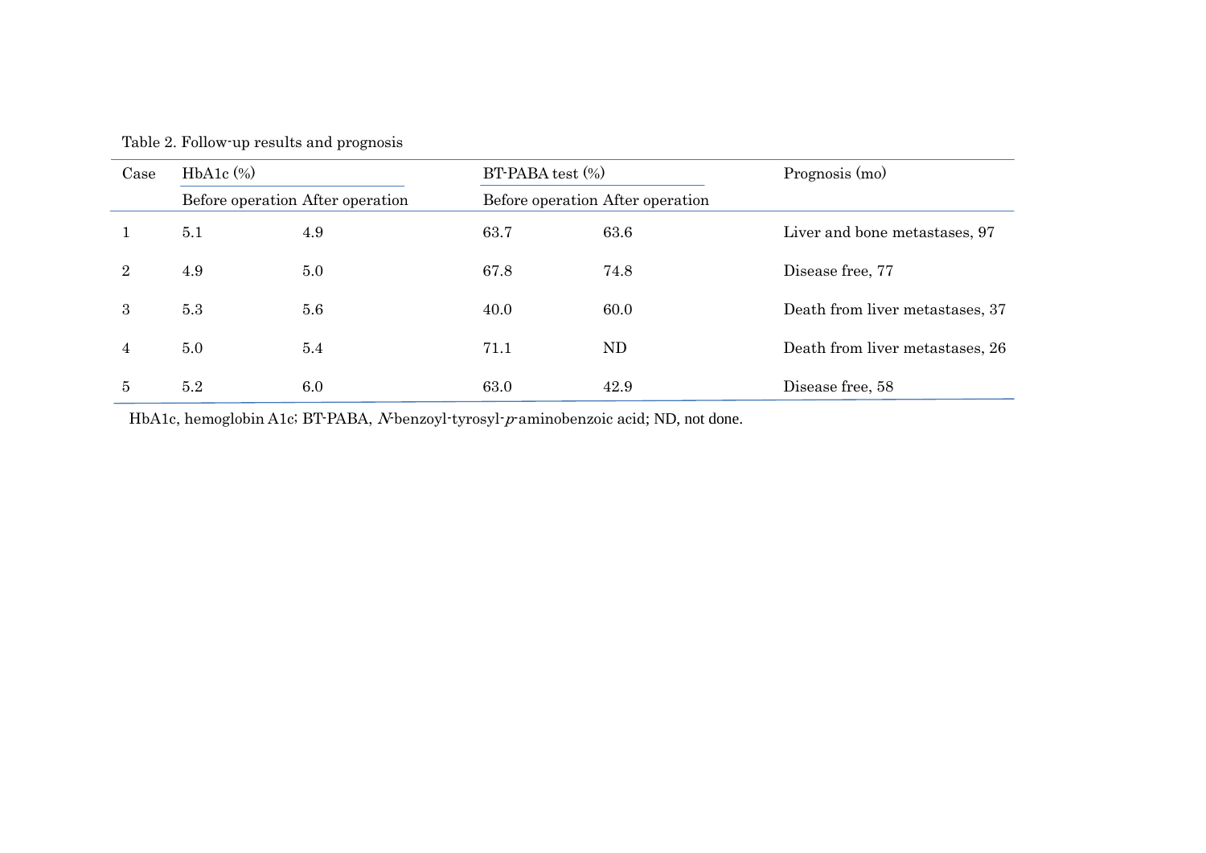Table 2. Follow-up results and prognosis

| Case | HbA1c (%) | | BT-PABA test (%) | | Prognosis (mo) |
|---|---|---|---|---|---|
| | Before operation | After operation | Before operation | After operation | |
| 1 | 5.1 | 4.9 | 63.7 | 63.6 | Liver and bone metastases, 97 |
| 2 | 4.9 | 5.0 | 67.8 | 74.8 | Disease free, 77 |
| 3 | 5.3 | 5.6 | 40.0 | 60.0 | Death from liver metastases, 37 |
| 4 | 5.0 | 5.4 | 71.1 | ND | Death from liver metastases, 26 |
| 5 | 5.2 | 6.0 | 63.0 | 42.9 | Disease free, 58 |

HbA1c, hemoglobin A1c; BT-PABA, *N*-benzoyl-tyrosyl-*p*-aminobenzoic acid; ND, not done.